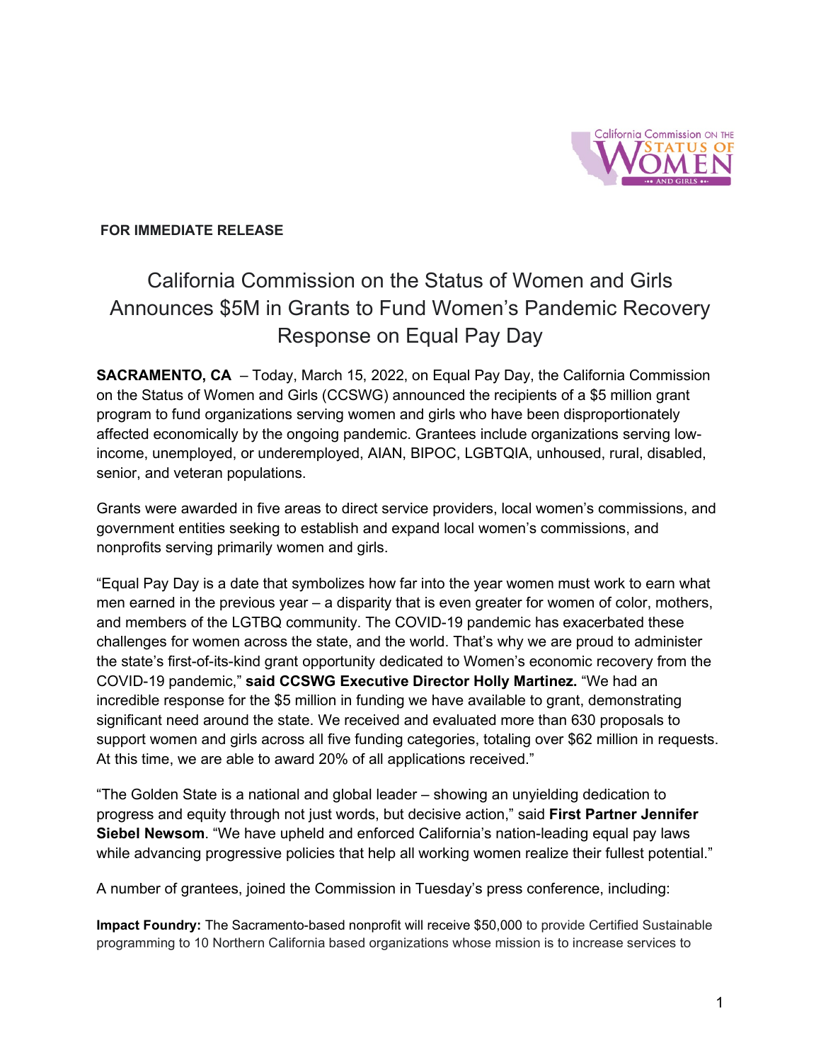**FOR IMMEDIATE RELEASE**

# California Commission on the Status of Women and Girls Announces $5M in Grants to Fund Women's Pandemic Recovery Response on Equal Pay Day

**SACRAMENTO, CA** – Today, March 15, 2022, on Equal Pay Day, the California Commission on the Status of Women and Girls (CCSWG) announced the recipients of a $5 million grant program to fund organizations serving women and girls who have been disproportionately affected economically by the ongoing pandemic. Grantees include organizations serving low-income, unemployed, or underemployed, AIAN, BIPOC, LGBTQIA, unhoused, rural, disabled, senior, and veteran populations.

Grants were awarded in five areas to direct service providers, local women's commissions, and government entities seeking to establish and expand local women's commissions, and nonprofits serving primarily women and girls.

"Equal Pay Day is a date that symbolizes how far into the year women must work to earn what men earned in the previous year – a disparity that is even greater for women of color, mothers, and members of the LGTBQ community. The COVID-19 pandemic has exacerbated these challenges for women across the state, and the world. That's why we are proud to administer the state's first-of-its-kind grant opportunity dedicated to Women's economic recovery from the COVID-19 pandemic," **said CCSWG Executive Director Holly Martinez.** "We had an incredible response for the $5 million in funding we have available to grant, demonstrating significant need around the state. We received and evaluated more than 630 proposals to support women and girls across all five funding categories, totaling over $62 million in requests. At this time, we are able to award 20% of all applications received."

"The Golden State is a national and global leader – showing an unyielding dedication to progress and equity through not just words, but decisive action," said **First Partner Jennifer Siebel Newsom**. "We have upheld and enforced California's nation-leading equal pay laws while advancing progressive policies that help all working women realize their fullest potential."

A number of grantees, joined the Commission in Tuesday's press conference, including:

**Impact Foundry:** The Sacramento-based nonprofit will receive $50,000 to provide Certified Sustainable programming to 10 Northern California based organizations whose mission is to increase services to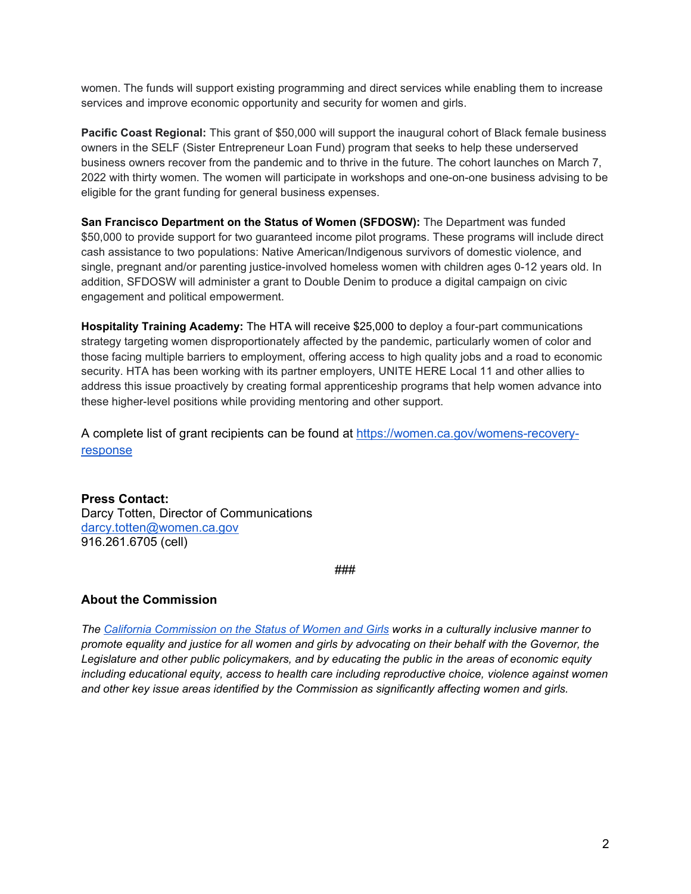women. The funds will support existing programming and direct services while enabling them to increase services and improve economic opportunity and security for women and girls.

**Pacific Coast Regional:** This grant of $50,000 will support the inaugural cohort of Black female business owners in the SELF (Sister Entrepreneur Loan Fund) program that seeks to help these underserved business owners recover from the pandemic and to thrive in the future. The cohort launches on March 7, 2022 with thirty women. The women will participate in workshops and one-on-one business advising to be eligible for the grant funding for general business expenses.

**San Francisco Department on the Status of Women (SFDOSW):** The Department was funded $50,000 to provide support for two guaranteed income pilot programs. These programs will include direct cash assistance to two populations: Native American/Indigenous survivors of domestic violence, and single, pregnant and/or parenting justice-involved homeless women with children ages 0-12 years old. In addition, SFDOSW will administer a grant to Double Denim to produce a digital campaign on civic engagement and political empowerment.

**Hospitality Training Academy:** The HTA will receive $25,000 to deploy a four-part communications strategy targeting women disproportionately affected by the pandemic, particularly women of color and those facing multiple barriers to employment, offering access to high quality jobs and a road to economic security. HTA has been working with its partner employers, UNITE HERE Local 11 and other allies to address this issue proactively by creating formal apprenticeship programs that help women advance into these higher-level positions while providing mentoring and other support.

A complete list of grant recipients can be found at [https://women.ca.gov/womens-recovery-response](https://women.ca.gov/womens-recovery-response)

**Press Contact:**
Darcy Totten, Director of Communications
[darcy.totten@women.ca.gov](mailto:darcy.totten@women.ca.gov)
916.261.6705 (cell)

###

**About the Commission**

*The [California Commission on the Status of Women and Girls](https://women.ca.gov) works in a culturally inclusive manner to promote equality and justice for all women and girls by advocating on their behalf with the Governor, the Legislature and other public policymakers, and by educating the public in the areas of economic equity including educational equity, access to health care including reproductive choice, violence against women and other key issue areas identified by the Commission as significantly affecting women and girls.*